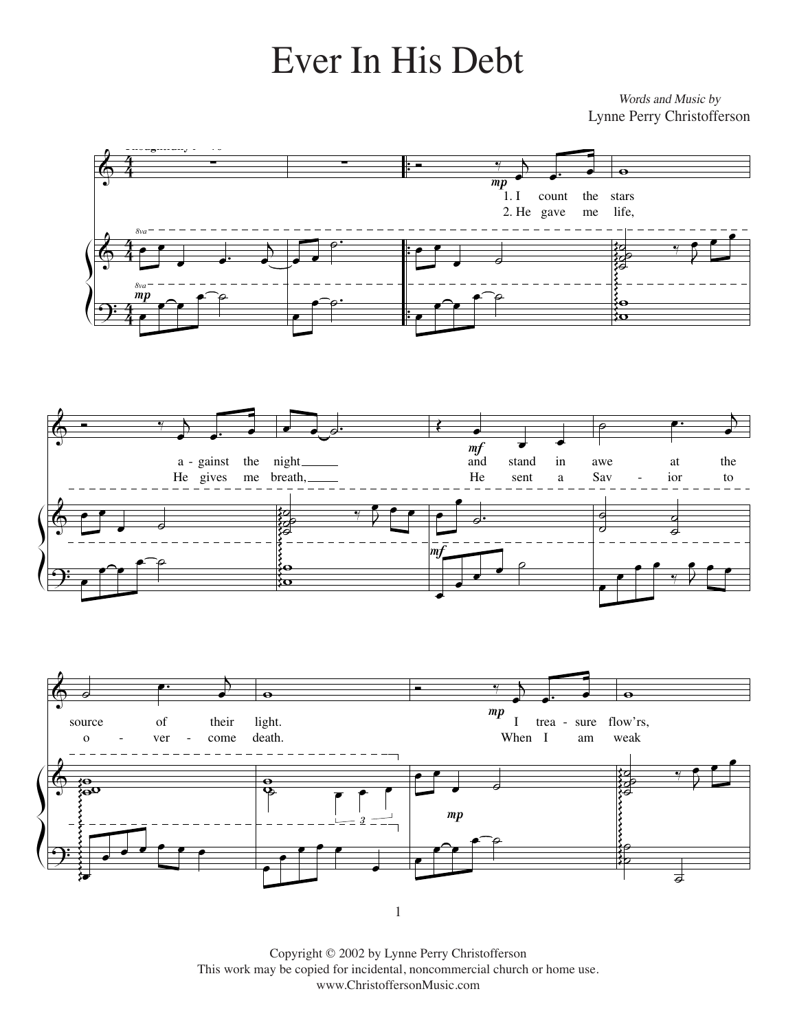# Ever In His Debt

*Words and Music by*
Lynne Perry Christofferson

1. I count the stars against the night and stand in awe at the source of their light. I trea - sure flow'rs,
2. He gave me life, He gives me breath, He sent a Sav - ior to o - ver - come death. When I am weak

Copyright © 2002 by Lynne Perry Christofferson
This work may be copied for incidental, noncommercial church or home use.
www.ChristoffersonMusic.com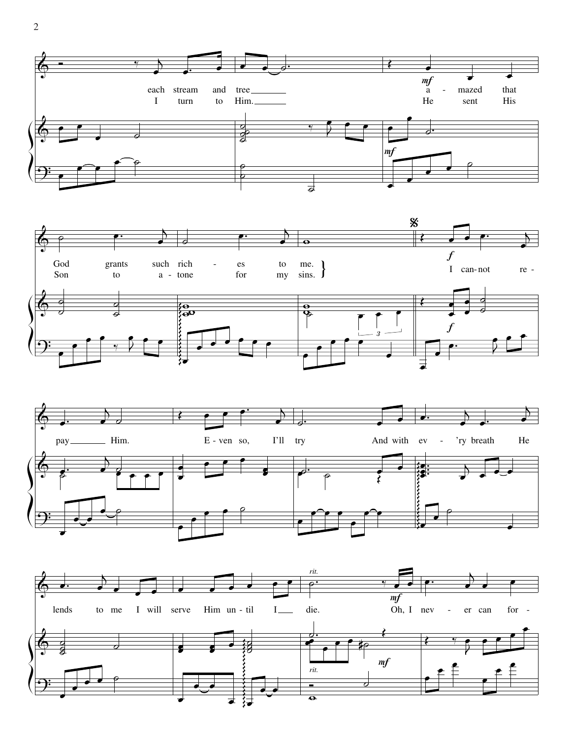each stream and tree a - mazed that
I turn to Him. He sent His

God grants such rich - es to me.
Son to a - tone for my sins.

I can - not re - pay Him. E - ven so, I'll try And with ev - 'ry breath He lends to me I will serve Him un - til I die.

*rit.*

Oh, I nev - er can for -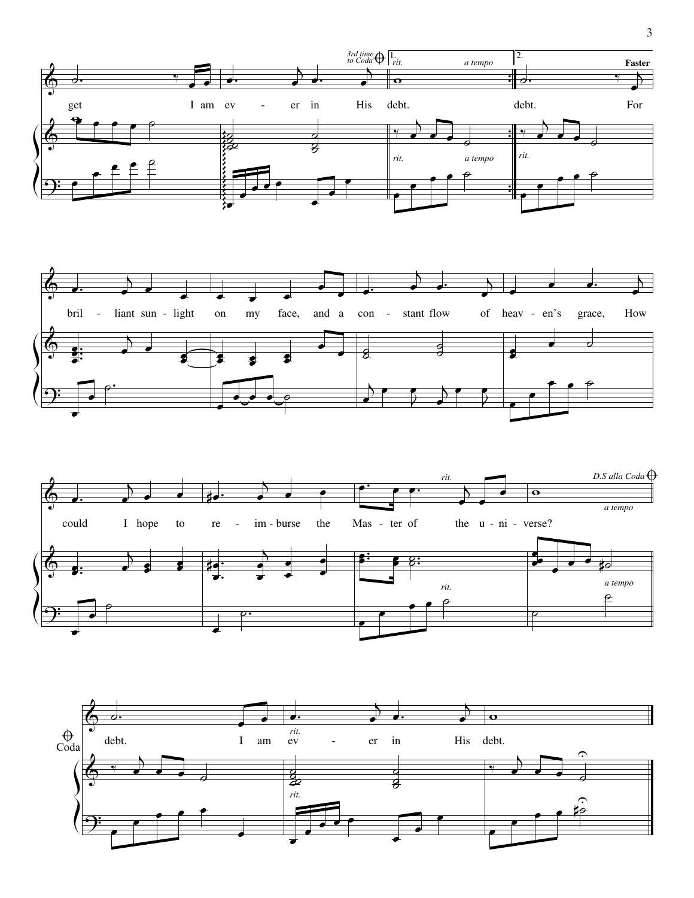3rd time to Coda

1. *rit.* *a tempo*

2. **Faster**

get I am ev - er in His debt. debt. For

bril - liant sun - light on my face, and a con - stant flow of heav - en's grace, How

could I hope to re - im - burse the Mas - ter of the u - ni - verse?

*rit.* *a tempo* D.S alla Coda

Coda

debt. I am ev - er in His debt.

*rit.*